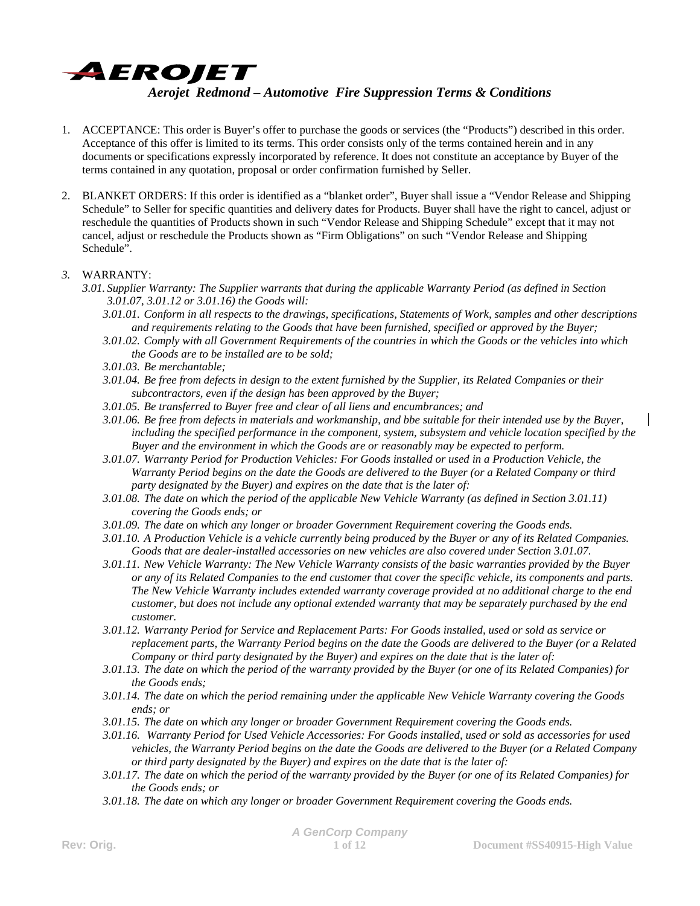# AEROJET

## *Aerojet Redmond – Automotive Fire Suppression Terms & Conditions*

1. ACCEPTANCE: This order is Buyer's offer to purchase the goods or services (the "Products") described in this order. Acceptance of this offer is limited to its terms. This order consists only of the terms contained herein and in any documents or specifications expressly incorporated by reference. It does not constitute an acceptance by Buyer of the terms contained in any quotation, proposal or order confirmation furnished by Seller.

2. BLANKET ORDERS: If this order is identified as a "blanket order", Buyer shall issue a "Vendor Release and Shipping Schedule" to Seller for specific quantities and delivery dates for Products. Buyer shall have the right to cancel, adjust or reschedule the quantities of Products shown in such "Vendor Release and Shipping Schedule" except that it may not cancel, adjust or reschedule the Products shown as "Firm Obligations" on such "Vendor Release and Shipping Schedule".

*3.* WARRANTY:

*3.01. Supplier Warranty: The Supplier warrants that during the applicable Warranty Period (as defined in Section 3.01.07, 3.01.12 or 3.01.16) the Goods will:*

*3.01.01. Conform in all respects to the drawings, specifications, Statements of Work, samples and other descriptions and requirements relating to the Goods that have been furnished, specified or approved by the Buyer;*

*3.01.02. Comply with all Government Requirements of the countries in which the Goods or the vehicles into which the Goods are to be installed are to be sold;*

*3.01.03. Be merchantable;*

*3.01.04. Be free from defects in design to the extent furnished by the Supplier, its Related Companies or their subcontractors, even if the design has been approved by the Buyer;*

*3.01.05. Be transferred to Buyer free and clear of all liens and encumbrances; and*

*3.01.06. Be free from defects in materials and workmanship, and bbe suitable for their intended use by the Buyer, including the specified performance in the component, system, subsystem and vehicle location specified by the Buyer and the environment in which the Goods are or reasonably may be expected to perform.*

*3.01.07. Warranty Period for Production Vehicles: For Goods installed or used in a Production Vehicle, the Warranty Period begins on the date the Goods are delivered to the Buyer (or a Related Company or third party designated by the Buyer) and expires on the date that is the later of:*

*3.01.08. The date on which the period of the applicable New Vehicle Warranty (as defined in Section 3.01.11) covering the Goods ends; or*

*3.01.09. The date on which any longer or broader Government Requirement covering the Goods ends.*

*3.01.10. A Production Vehicle is a vehicle currently being produced by the Buyer or any of its Related Companies. Goods that are dealer-installed accessories on new vehicles are also covered under Section 3.01.07.*

*3.01.11. New Vehicle Warranty: The New Vehicle Warranty consists of the basic warranties provided by the Buyer or any of its Related Companies to the end customer that cover the specific vehicle, its components and parts. The New Vehicle Warranty includes extended warranty coverage provided at no additional charge to the end customer, but does not include any optional extended warranty that may be separately purchased by the end customer.*

*3.01.12. Warranty Period for Service and Replacement Parts: For Goods installed, used or sold as service or replacement parts, the Warranty Period begins on the date the Goods are delivered to the Buyer (or a Related Company or third party designated by the Buyer) and expires on the date that is the later of:*

*3.01.13. The date on which the period of the warranty provided by the Buyer (or one of its Related Companies) for the Goods ends;*

*3.01.14. The date on which the period remaining under the applicable New Vehicle Warranty covering the Goods ends; or*

*3.01.15. The date on which any longer or broader Government Requirement covering the Goods ends.*

*3.01.16. Warranty Period for Used Vehicle Accessories: For Goods installed, used or sold as accessories for used vehicles, the Warranty Period begins on the date the Goods are delivered to the Buyer (or a Related Company or third party designated by the Buyer) and expires on the date that is the later of:*

*3.01.17. The date on which the period of the warranty provided by the Buyer (or one of its Related Companies) for the Goods ends; or*

*3.01.18. The date on which any longer or broader Government Requirement covering the Goods ends.*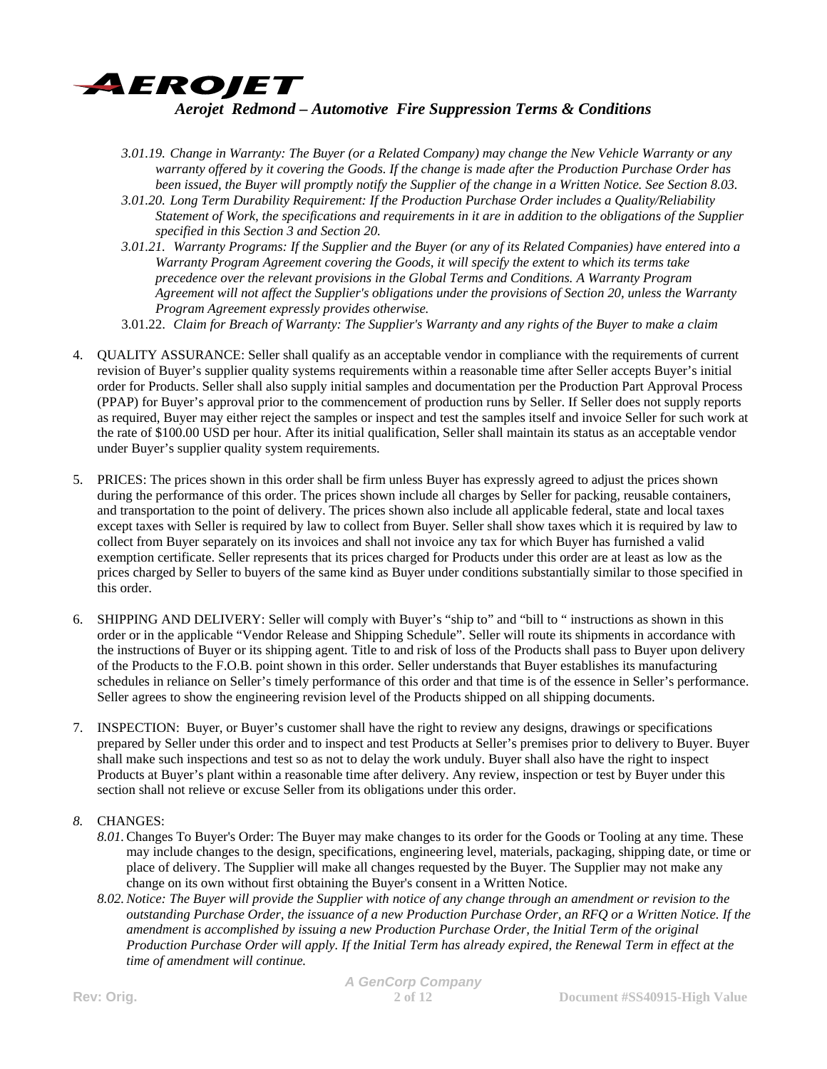*3.01.19. Change in Warranty: The Buyer (or a Related Company) may change the New Vehicle Warranty or any warranty offered by it covering the Goods. If the change is made after the Production Purchase Order has been issued, the Buyer will promptly notify the Supplier of the change in a Written Notice. See Section 8.03.*

*3.01.20. Long Term Durability Requirement: If the Production Purchase Order includes a Quality/Reliability Statement of Work, the specifications and requirements in it are in addition to the obligations of the Supplier specified in this Section 3 and Section 20.*

*3.01.21. Warranty Programs: If the Supplier and the Buyer (or any of its Related Companies) have entered into a Warranty Program Agreement covering the Goods, it will specify the extent to which its terms take precedence over the relevant provisions in the Global Terms and Conditions. A Warranty Program Agreement will not affect the Supplier's obligations under the provisions of Section 20, unless the Warranty Program Agreement expressly provides otherwise.*

3.01.22. *Claim for Breach of Warranty: The Supplier's Warranty and any rights of the Buyer to make a claim*

4. QUALITY ASSURANCE: Seller shall qualify as an acceptable vendor in compliance with the requirements of current revision of Buyer's supplier quality systems requirements within a reasonable time after Seller accepts Buyer's initial order for Products. Seller shall also supply initial samples and documentation per the Production Part Approval Process (PPAP) for Buyer's approval prior to the commencement of production runs by Seller. If Seller does not supply reports as required, Buyer may either reject the samples or inspect and test the samples itself and invoice Seller for such work at the rate of $100.00 USD per hour. After its initial qualification, Seller shall maintain its status as an acceptable vendor under Buyer's supplier quality system requirements.

5. PRICES: The prices shown in this order shall be firm unless Buyer has expressly agreed to adjust the prices shown during the performance of this order. The prices shown include all charges by Seller for packing, reusable containers, and transportation to the point of delivery. The prices shown also include all applicable federal, state and local taxes except taxes with Seller is required by law to collect from Buyer. Seller shall show taxes which it is required by law to collect from Buyer separately on its invoices and shall not invoice any tax for which Buyer has furnished a valid exemption certificate. Seller represents that its prices charged for Products under this order are at least as low as the prices charged by Seller to buyers of the same kind as Buyer under conditions substantially similar to those specified in this order.

6. SHIPPING AND DELIVERY: Seller will comply with Buyer's "ship to" and "bill to " instructions as shown in this order or in the applicable "Vendor Release and Shipping Schedule". Seller will route its shipments in accordance with the instructions of Buyer or its shipping agent. Title to and risk of loss of the Products shall pass to Buyer upon delivery of the Products to the F.O.B. point shown in this order. Seller understands that Buyer establishes its manufacturing schedules in reliance on Seller's timely performance of this order and that time is of the essence in Seller's performance. Seller agrees to show the engineering revision level of the Products shipped on all shipping documents.

7. INSPECTION: Buyer, or Buyer's customer shall have the right to review any designs, drawings or specifications prepared by Seller under this order and to inspect and test Products at Seller's premises prior to delivery to Buyer. Buyer shall make such inspections and test so as not to delay the work unduly. Buyer shall also have the right to inspect Products at Buyer's plant within a reasonable time after delivery. Any review, inspection or test by Buyer under this section shall not relieve or excuse Seller from its obligations under this order.

*8.* CHANGES:

*8.01.* Changes To Buyer's Order: The Buyer may make changes to its order for the Goods or Tooling at any time. These may include changes to the design, specifications, engineering level, materials, packaging, shipping date, or time or place of delivery. The Supplier will make all changes requested by the Buyer. The Supplier may not make any change on its own without first obtaining the Buyer's consent in a Written Notice.

*8.02. Notice: The Buyer will provide the Supplier with notice of any change through an amendment or revision to the outstanding Purchase Order, the issuance of a new Production Purchase Order, an RFQ or a Written Notice. If the amendment is accomplished by issuing a new Production Purchase Order, the Initial Term of the original Production Purchase Order will apply. If the Initial Term has already expired, the Renewal Term in effect at the time of amendment will continue.*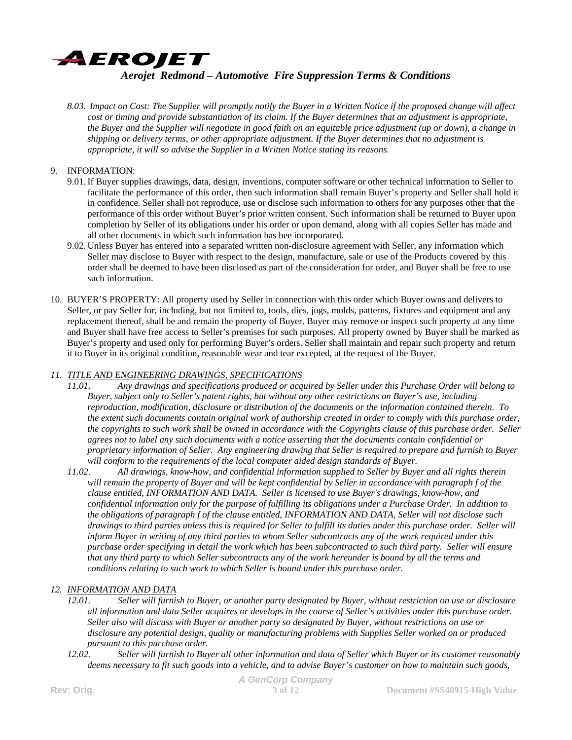*8.03. Impact on Cost: The Supplier will promptly notify the Buyer in a Written Notice if the proposed change will affect cost or timing and provide substantiation of its claim. If the Buyer determines that an adjustment is appropriate, the Buyer and the Supplier will negotiate in good faith on an equitable price adjustment (up or down), a change in shipping or delivery terms, or other appropriate adjustment. If the Buyer determines that no adjustment is appropriate, it will so advise the Supplier in a Written Notice stating its reasons.*

9. INFORMATION:
   - 9.01. If Buyer supplies drawings, data, design, inventions, computer software or other technical information to Seller to facilitate the performance of this order, then such information shall remain Buyer's property and Seller shall hold it in confidence. Seller shall not reproduce, use or disclose such information to others for any purposes other that the performance of this order without Buyer's prior written consent. Such information shall be returned to Buyer upon completion by Seller of its obligations under his order or upon demand, along with all copies Seller has made and all other documents in which such information has bee incorporated.
   - 9.02. Unless Buyer has entered into a separated written non-disclosure agreement with Seller, any information which Seller may disclose to Buyer with respect to the design, manufacture, sale or use of the Products covered by this order shall be deemed to have been disclosed as part of the consideration for order, and Buyer shall be free to use such information.

10. BUYER'S PROPERTY: All property used by Seller in connection with this order which Buyer owns and delivers to Seller, or pay Seller for, including, but not limited to, tools, dies, jugs, molds, patterns, fixtures and equipment and any replacement thereof, shall be and remain the property of Buyer. Buyer may remove or inspect such property at any time and Buyer shall have free access to Seller's premises for such purposes. All property owned by Buyer shall be marked as Buyer's property and used only for performing Buyer's orders. Seller shall maintain and repair such property and return it to Buyer in its original condition, reasonable wear and tear excepted, at the request of the Buyer.

*11. TITLE AND ENGINEERING DRAWINGS, SPECIFICATIONS*
   - *11.01. Any drawings and specifications produced or acquired by Seller under this Purchase Order will belong to Buyer, subject only to Seller's patent rights, but without any other restrictions on Buyer's use, including reproduction, modification, disclosure or distribution of the documents or the information contained therein. To the extent such documents contain original work of authorship created in order to comply with this purchase order, the copyrights to such work shall be owned in accordance with the Copyrights clause of this purchase order. Seller agrees not to label any such documents with a notice asserting that the documents contain confidential or proprietary information of Seller. Any engineering drawing that Seller is required to prepare and furnish to Buyer will conform to the requirements of the local computer aided design standards of Buyer.*
   - *11.02. All drawings, know-how, and confidential information supplied to Seller by Buyer and all rights therein will remain the property of Buyer and will be kept confidential by Seller in accordance with paragraph f of the clause entitled, INFORMATION AND DATA. Seller is licensed to use Buyer's drawings, know-how, and confidential information only for the purpose of fulfilling its obligations under a Purchase Order. In addition to the obligations of paragraph f of the clause entitled, INFORMATION AND DATA, Seller will not disclose such drawings to third parties unless this is required for Seller to fulfill its duties under this purchase order. Seller will inform Buyer in writing of any third parties to whom Seller subcontracts any of the work required under this purchase order specifying in detail the work which has been subcontracted to such third party. Seller will ensure that any third party to which Seller subcontracts any of the work hereunder is bound by all the terms and conditions relating to such work to which Seller is bound under this purchase order.*

*12. INFORMATION AND DATA*
   - *12.01. Seller will furnish to Buyer, or another party designated by Buyer, without restriction on use or disclosure all information and data Seller acquires or develops in the course of Seller's activities under this purchase order. Seller also will discuss with Buyer or another party so designated by Buyer, without restrictions on use or disclosure any potential design, quality or manufacturing problems with Supplies Seller worked on or produced pursuant to this purchase order.*
   - *12.02. Seller will furnish to Buyer all other information and data of Seller which Buyer or its customer reasonably deems necessary to fit such goods into a vehicle, and to advise Buyer's customer on how to maintain such goods,*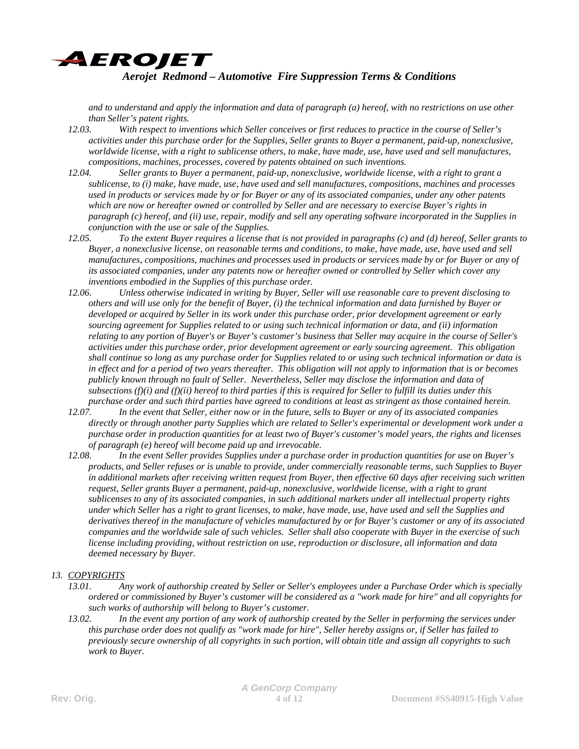*and to understand and apply the information and data of paragraph (a) hereof, with no restrictions on use other than Seller's patent rights.*

*12.03. With respect to inventions which Seller conceives or first reduces to practice in the course of Seller's activities under this purchase order for the Supplies, Seller grants to Buyer a permanent, paid-up, nonexclusive, worldwide license, with a right to sublicense others, to make, have made, use, have used and sell manufactures, compositions, machines, processes, covered by patents obtained on such inventions.*

*12.04. Seller grants to Buyer a permanent, paid-up, nonexclusive, worldwide license, with a right to grant a sublicense, to (i) make, have made, use, have used and sell manufactures, compositions, machines and processes used in products or services made by or for Buyer or any of its associated companies, under any other patents which are now or hereafter owned or controlled by Seller and are necessary to exercise Buyer's rights in paragraph (c) hereof, and (ii) use, repair, modify and sell any operating software incorporated in the Supplies in conjunction with the use or sale of the Supplies.*

*12.05. To the extent Buyer requires a license that is not provided in paragraphs (c) and (d) hereof, Seller grants to Buyer, a nonexclusive license, on reasonable terms and conditions, to make, have made, use, have used and sell manufactures, compositions, machines and processes used in products or services made by or for Buyer or any of its associated companies, under any patents now or hereafter owned or controlled by Seller which cover any inventions embodied in the Supplies of this purchase order.*

*12.06. Unless otherwise indicated in writing by Buyer, Seller will use reasonable care to prevent disclosing to others and will use only for the benefit of Buyer, (i) the technical information and data furnished by Buyer or developed or acquired by Seller in its work under this purchase order, prior development agreement or early sourcing agreement for Supplies related to or using such technical information or data, and (ii) information relating to any portion of Buyer's or Buyer's customer's business that Seller may acquire in the course of Seller's activities under this purchase order, prior development agreement or early sourcing agreement. This obligation shall continue so long as any purchase order for Supplies related to or using such technical information or data is in effect and for a period of two years thereafter. This obligation will not apply to information that is or becomes publicly known through no fault of Seller. Nevertheless, Seller may disclose the information and data of subsections (f)(i) and (f)(ii) hereof to third parties if this is required for Seller to fulfill its duties under this purchase order and such third parties have agreed to conditions at least as stringent as those contained herein.*

*12.07. In the event that Seller, either now or in the future, sells to Buyer or any of its associated companies directly or through another party Supplies which are related to Seller's experimental or development work under a purchase order in production quantities for at least two of Buyer's customer's model years, the rights and licenses of paragraph (e) hereof will become paid up and irrevocable.*

*12.08. In the event Seller provides Supplies under a purchase order in production quantities for use on Buyer's products, and Seller refuses or is unable to provide, under commercially reasonable terms, such Supplies to Buyer in additional markets after receiving written request from Buyer, then effective 60 days after receiving such written request, Seller grants Buyer a permanent, paid-up, nonexclusive, worldwide license, with a right to grant sublicenses to any of its associated companies, in such additional markets under all intellectual property rights under which Seller has a right to grant licenses, to make, have made, use, have used and sell the Supplies and derivatives thereof in the manufacture of vehicles manufactured by or for Buyer's customer or any of its associated companies and the worldwide sale of such vehicles. Seller shall also cooperate with Buyer in the exercise of such license including providing, without restriction on use, reproduction or disclosure, all information and data deemed necessary by Buyer.*

## *13. COPYRIGHTS*

*13.01. Any work of authorship created by Seller or Seller's employees under a Purchase Order which is specially ordered or commissioned by Buyer's customer will be considered as a "work made for hire" and all copyrights for such works of authorship will belong to Buyer's customer.*

*13.02. In the event any portion of any work of authorship created by the Seller in performing the services under this purchase order does not qualify as "work made for hire", Seller hereby assigns or, if Seller has failed to previously secure ownership of all copyrights in such portion, will obtain title and assign all copyrights to such work to Buyer.*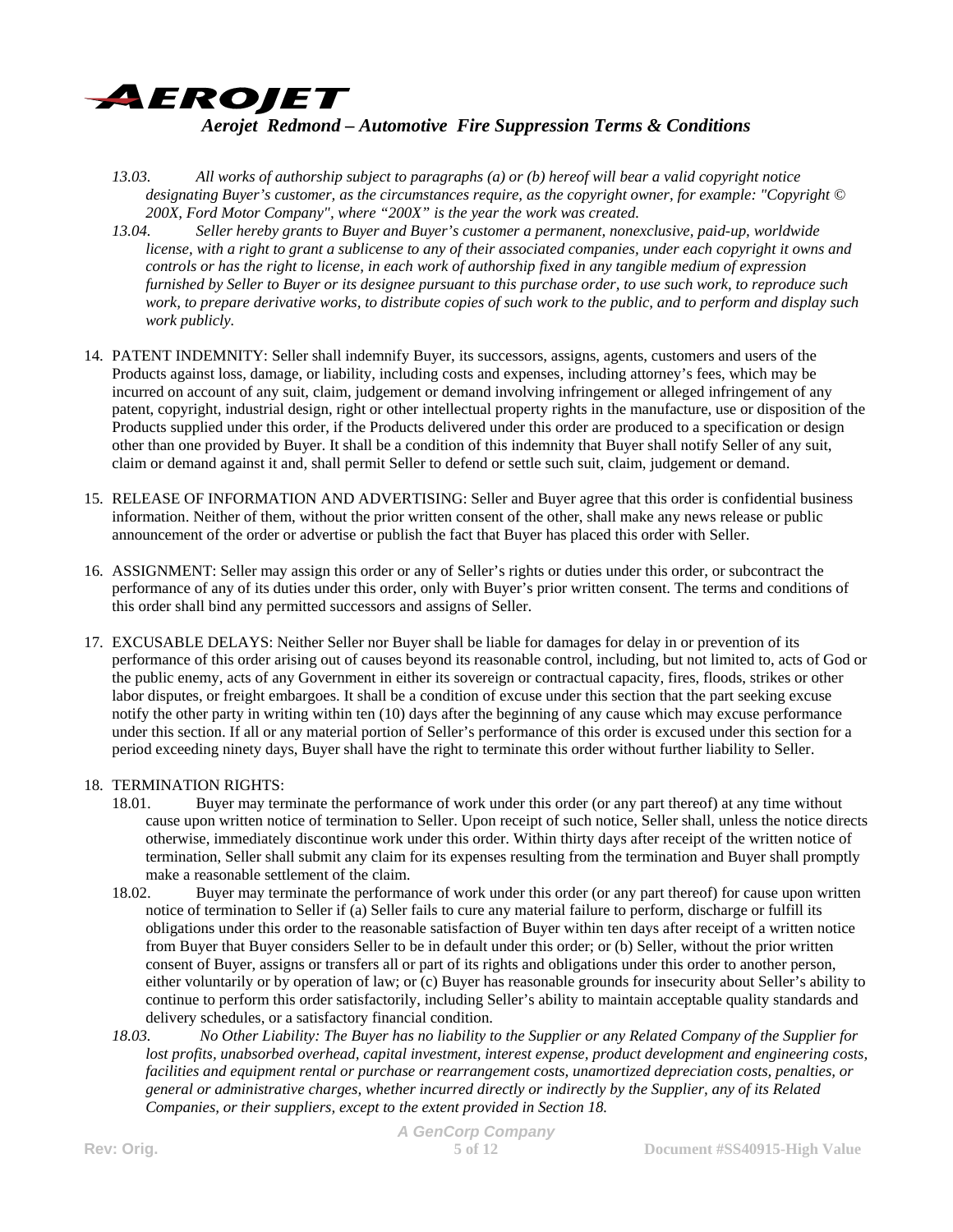*13.03. All works of authorship subject to paragraphs (a) or (b) hereof will bear a valid copyright notice designating Buyer's customer, as the circumstances require, as the copyright owner, for example: "Copyright © 200X, Ford Motor Company", where "200X" is the year the work was created.*

*13.04. Seller hereby grants to Buyer and Buyer's customer a permanent, nonexclusive, paid-up, worldwide license, with a right to grant a sublicense to any of their associated companies, under each copyright it owns and controls or has the right to license, in each work of authorship fixed in any tangible medium of expression furnished by Seller to Buyer or its designee pursuant to this purchase order, to use such work, to reproduce such work, to prepare derivative works, to distribute copies of such work to the public, and to perform and display such work publicly.*

14. PATENT INDEMNITY: Seller shall indemnify Buyer, its successors, assigns, agents, customers and users of the Products against loss, damage, or liability, including costs and expenses, including attorney's fees, which may be incurred on account of any suit, claim, judgement or demand involving infringement or alleged infringement of any patent, copyright, industrial design, right or other intellectual property rights in the manufacture, use or disposition of the Products supplied under this order, if the Products delivered under this order are produced to a specification or design other than one provided by Buyer. It shall be a condition of this indemnity that Buyer shall notify Seller of any suit, claim or demand against it and, shall permit Seller to defend or settle such suit, claim, judgement or demand.

15. RELEASE OF INFORMATION AND ADVERTISING: Seller and Buyer agree that this order is confidential business information. Neither of them, without the prior written consent of the other, shall make any news release or public announcement of the order or advertise or publish the fact that Buyer has placed this order with Seller.

16. ASSIGNMENT: Seller may assign this order or any of Seller's rights or duties under this order, or subcontract the performance of any of its duties under this order, only with Buyer's prior written consent. The terms and conditions of this order shall bind any permitted successors and assigns of Seller.

17. EXCUSABLE DELAYS: Neither Seller nor Buyer shall be liable for damages for delay in or prevention of its performance of this order arising out of causes beyond its reasonable control, including, but not limited to, acts of God or the public enemy, acts of any Government in either its sovereign or contractual capacity, fires, floods, strikes or other labor disputes, or freight embargoes. It shall be a condition of excuse under this section that the part seeking excuse notify the other party in writing within ten (10) days after the beginning of any cause which may excuse performance under this section. If all or any material portion of Seller's performance of this order is excused under this section for a period exceeding ninety days, Buyer shall have the right to terminate this order without further liability to Seller.

18. TERMINATION RIGHTS:

18.01. Buyer may terminate the performance of work under this order (or any part thereof) at any time without cause upon written notice of termination to Seller. Upon receipt of such notice, Seller shall, unless the notice directs otherwise, immediately discontinue work under this order. Within thirty days after receipt of the written notice of termination, Seller shall submit any claim for its expenses resulting from the termination and Buyer shall promptly make a reasonable settlement of the claim.

18.02. Buyer may terminate the performance of work under this order (or any part thereof) for cause upon written notice of termination to Seller if (a) Seller fails to cure any material failure to perform, discharge or fulfill its obligations under this order to the reasonable satisfaction of Buyer within ten days after receipt of a written notice from Buyer that Buyer considers Seller to be in default under this order; or (b) Seller, without the prior written consent of Buyer, assigns or transfers all or part of its rights and obligations under this order to another person, either voluntarily or by operation of law; or (c) Buyer has reasonable grounds for insecurity about Seller's ability to continue to perform this order satisfactorily, including Seller's ability to maintain acceptable quality standards and delivery schedules, or a satisfactory financial condition.

*18.03. No Other Liability: The Buyer has no liability to the Supplier or any Related Company of the Supplier for lost profits, unabsorbed overhead, capital investment, interest expense, product development and engineering costs, facilities and equipment rental or purchase or rearrangement costs, unamortized depreciation costs, penalties, or general or administrative charges, whether incurred directly or indirectly by the Supplier, any of its Related Companies, or their suppliers, except to the extent provided in Section 18.*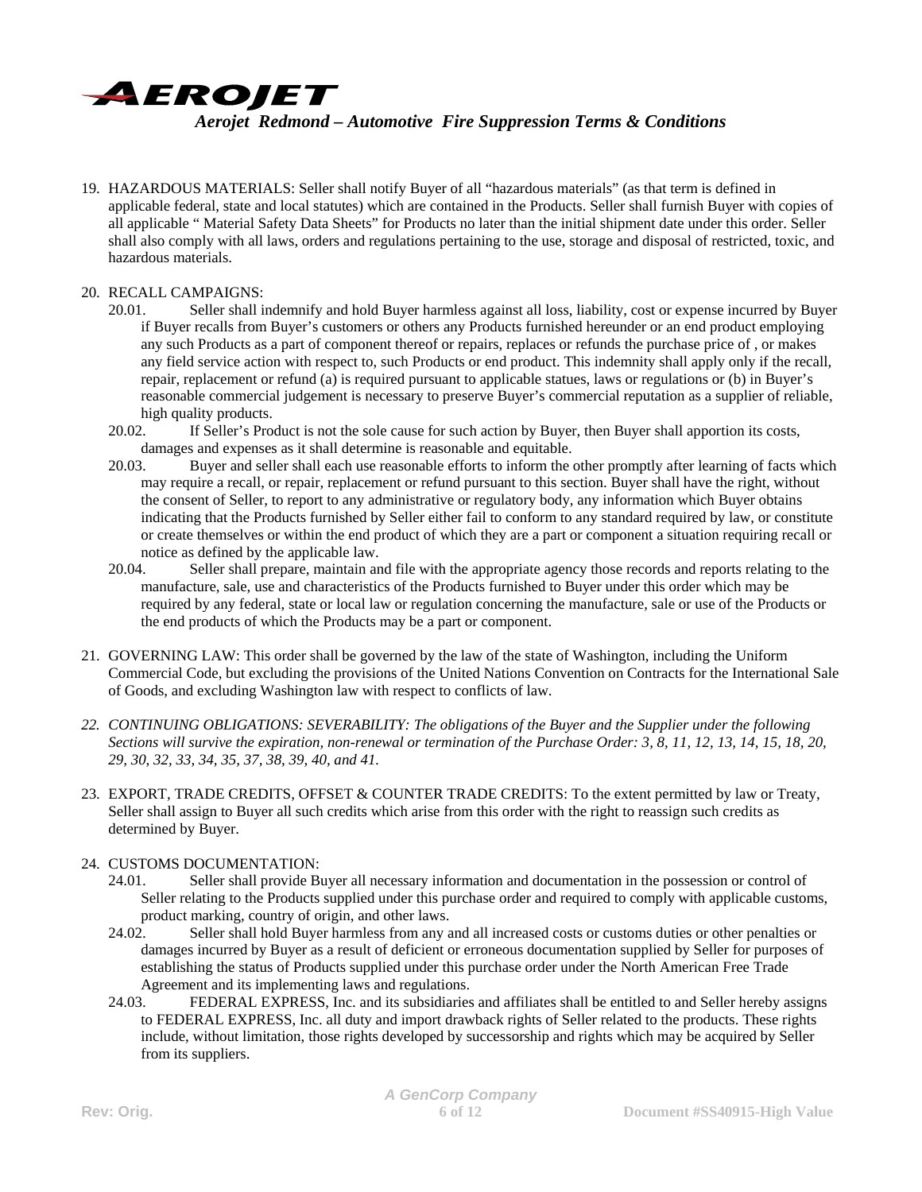19. HAZARDOUS MATERIALS: Seller shall notify Buyer of all "hazardous materials" (as that term is defined in applicable federal, state and local statutes) which are contained in the Products. Seller shall furnish Buyer with copies of all applicable " Material Safety Data Sheets" for Products no later than the initial shipment date under this order. Seller shall also comply with all laws, orders and regulations pertaining to the use, storage and disposal of restricted, toxic, and hazardous materials.

20. RECALL CAMPAIGNS:
    - 20.01. Seller shall indemnify and hold Buyer harmless against all loss, liability, cost or expense incurred by Buyer if Buyer recalls from Buyer's customers or others any Products furnished hereunder or an end product employing any such Products as a part of component thereof or repairs, replaces or refunds the purchase price of , or makes any field service action with respect to, such Products or end product. This indemnity shall apply only if the recall, repair, replacement or refund (a) is required pursuant to applicable statues, laws or regulations or (b) in Buyer's reasonable commercial judgement is necessary to preserve Buyer's commercial reputation as a supplier of reliable, high quality products.
    - 20.02. If Seller's Product is not the sole cause for such action by Buyer, then Buyer shall apportion its costs, damages and expenses as it shall determine is reasonable and equitable.
    - 20.03. Buyer and seller shall each use reasonable efforts to inform the other promptly after learning of facts which may require a recall, or repair, replacement or refund pursuant to this section. Buyer shall have the right, without the consent of Seller, to report to any administrative or regulatory body, any information which Buyer obtains indicating that the Products furnished by Seller either fail to conform to any standard required by law, or constitute or create themselves or within the end product of which they are a part or component a situation requiring recall or notice as defined by the applicable law.
    - 20.04. Seller shall prepare, maintain and file with the appropriate agency those records and reports relating to the manufacture, sale, use and characteristics of the Products furnished to Buyer under this order which may be required by any federal, state or local law or regulation concerning the manufacture, sale or use of the Products or the end products of which the Products may be a part or component.

21. GOVERNING LAW: This order shall be governed by the law of the state of Washington, including the Uniform Commercial Code, but excluding the provisions of the United Nations Convention on Contracts for the International Sale of Goods, and excluding Washington law with respect to conflicts of law.

22. *CONTINUING OBLIGATIONS: SEVERABILITY: The obligations of the Buyer and the Supplier under the following Sections will survive the expiration, non-renewal or termination of the Purchase Order: 3, 8, 11, 12, 13, 14, 15, 18, 20, 29, 30, 32, 33, 34, 35, 37, 38, 39, 40, and 41.*

23. EXPORT, TRADE CREDITS, OFFSET & COUNTER TRADE CREDITS: To the extent permitted by law or Treaty, Seller shall assign to Buyer all such credits which arise from this order with the right to reassign such credits as determined by Buyer.

24. CUSTOMS DOCUMENTATION:
    - 24.01. Seller shall provide Buyer all necessary information and documentation in the possession or control of Seller relating to the Products supplied under this purchase order and required to comply with applicable customs, product marking, country of origin, and other laws.
    - 24.02. Seller shall hold Buyer harmless from any and all increased costs or customs duties or other penalties or damages incurred by Buyer as a result of deficient or erroneous documentation supplied by Seller for purposes of establishing the status of Products supplied under this purchase order under the North American Free Trade Agreement and its implementing laws and regulations.
    - 24.03. FEDERAL EXPRESS, Inc. and its subsidiaries and affiliates shall be entitled to and Seller hereby assigns to FEDERAL EXPRESS, Inc. all duty and import drawback rights of Seller related to the products. These rights include, without limitation, those rights developed by successorship and rights which may be acquired by Seller from its suppliers.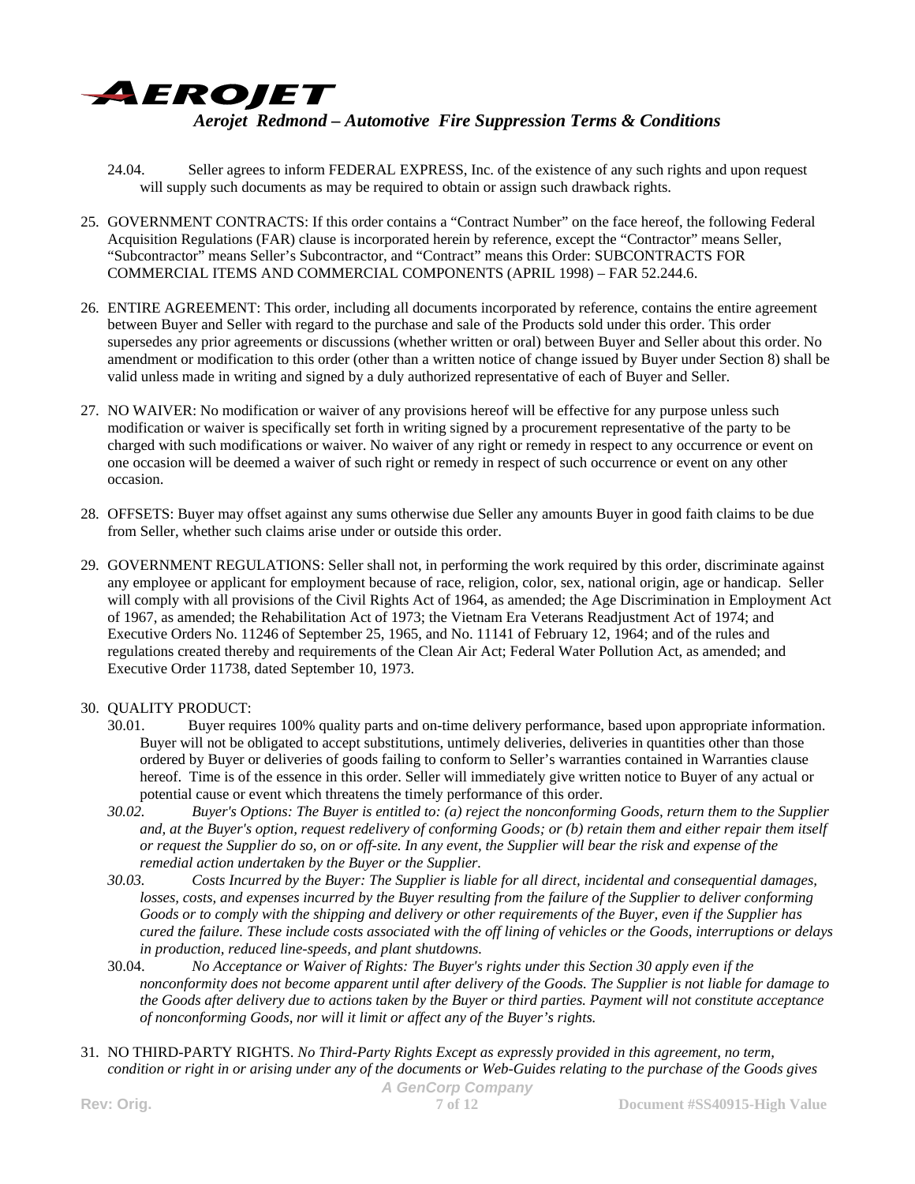24.04. Seller agrees to inform FEDERAL EXPRESS, Inc. of the existence of any such rights and upon request will supply such documents as may be required to obtain or assign such drawback rights.

25. GOVERNMENT CONTRACTS: If this order contains a "Contract Number" on the face hereof, the following Federal Acquisition Regulations (FAR) clause is incorporated herein by reference, except the "Contractor" means Seller, "Subcontractor" means Seller's Subcontractor, and "Contract" means this Order: SUBCONTRACTS FOR COMMERCIAL ITEMS AND COMMERCIAL COMPONENTS (APRIL 1998) – FAR 52.244.6.

26. ENTIRE AGREEMENT: This order, including all documents incorporated by reference, contains the entire agreement between Buyer and Seller with regard to the purchase and sale of the Products sold under this order. This order supersedes any prior agreements or discussions (whether written or oral) between Buyer and Seller about this order. No amendment or modification to this order (other than a written notice of change issued by Buyer under Section 8) shall be valid unless made in writing and signed by a duly authorized representative of each of Buyer and Seller.

27. NO WAIVER: No modification or waiver of any provisions hereof will be effective for any purpose unless such modification or waiver is specifically set forth in writing signed by a procurement representative of the party to be charged with such modifications or waiver. No waiver of any right or remedy in respect to any occurrence or event on one occasion will be deemed a waiver of such right or remedy in respect of such occurrence or event on any other occasion.

28. OFFSETS: Buyer may offset against any sums otherwise due Seller any amounts Buyer in good faith claims to be due from Seller, whether such claims arise under or outside this order.

29. GOVERNMENT REGULATIONS: Seller shall not, in performing the work required by this order, discriminate against any employee or applicant for employment because of race, religion, color, sex, national origin, age or handicap. Seller will comply with all provisions of the Civil Rights Act of 1964, as amended; the Age Discrimination in Employment Act of 1967, as amended; the Rehabilitation Act of 1973; the Vietnam Era Veterans Readjustment Act of 1974; and Executive Orders No. 11246 of September 25, 1965, and No. 11141 of February 12, 1964; and of the rules and regulations created thereby and requirements of the Clean Air Act; Federal Water Pollution Act, as amended; and Executive Order 11738, dated September 10, 1973.

30. QUALITY PRODUCT:

30.01. Buyer requires 100% quality parts and on-time delivery performance, based upon appropriate information. Buyer will not be obligated to accept substitutions, untimely deliveries, deliveries in quantities other than those ordered by Buyer or deliveries of goods failing to conform to Seller's warranties contained in Warranties clause hereof. Time is of the essence in this order. Seller will immediately give written notice to Buyer of any actual or potential cause or event which threatens the timely performance of this order.

*30.02. Buyer's Options: The Buyer is entitled to: (a) reject the nonconforming Goods, return them to the Supplier and, at the Buyer's option, request redelivery of conforming Goods; or (b) retain them and either repair them itself or request the Supplier do so, on or off-site. In any event, the Supplier will bear the risk and expense of the remedial action undertaken by the Buyer or the Supplier.*

*30.03. Costs Incurred by the Buyer: The Supplier is liable for all direct, incidental and consequential damages, losses, costs, and expenses incurred by the Buyer resulting from the failure of the Supplier to deliver conforming Goods or to comply with the shipping and delivery or other requirements of the Buyer, even if the Supplier has cured the failure. These include costs associated with the off lining of vehicles or the Goods, interruptions or delays in production, reduced line-speeds, and plant shutdowns.*

30.04. *No Acceptance or Waiver of Rights: The Buyer's rights under this Section 30 apply even if the nonconformity does not become apparent until after delivery of the Goods. The Supplier is not liable for damage to the Goods after delivery due to actions taken by the Buyer or third parties. Payment will not constitute acceptance of nonconforming Goods, nor will it limit or affect any of the Buyer's rights.*

31. NO THIRD-PARTY RIGHTS. *No Third-Party Rights Except as expressly provided in this agreement, no term, condition or right in or arising under any of the documents or Web-Guides relating to the purchase of the Goods gives*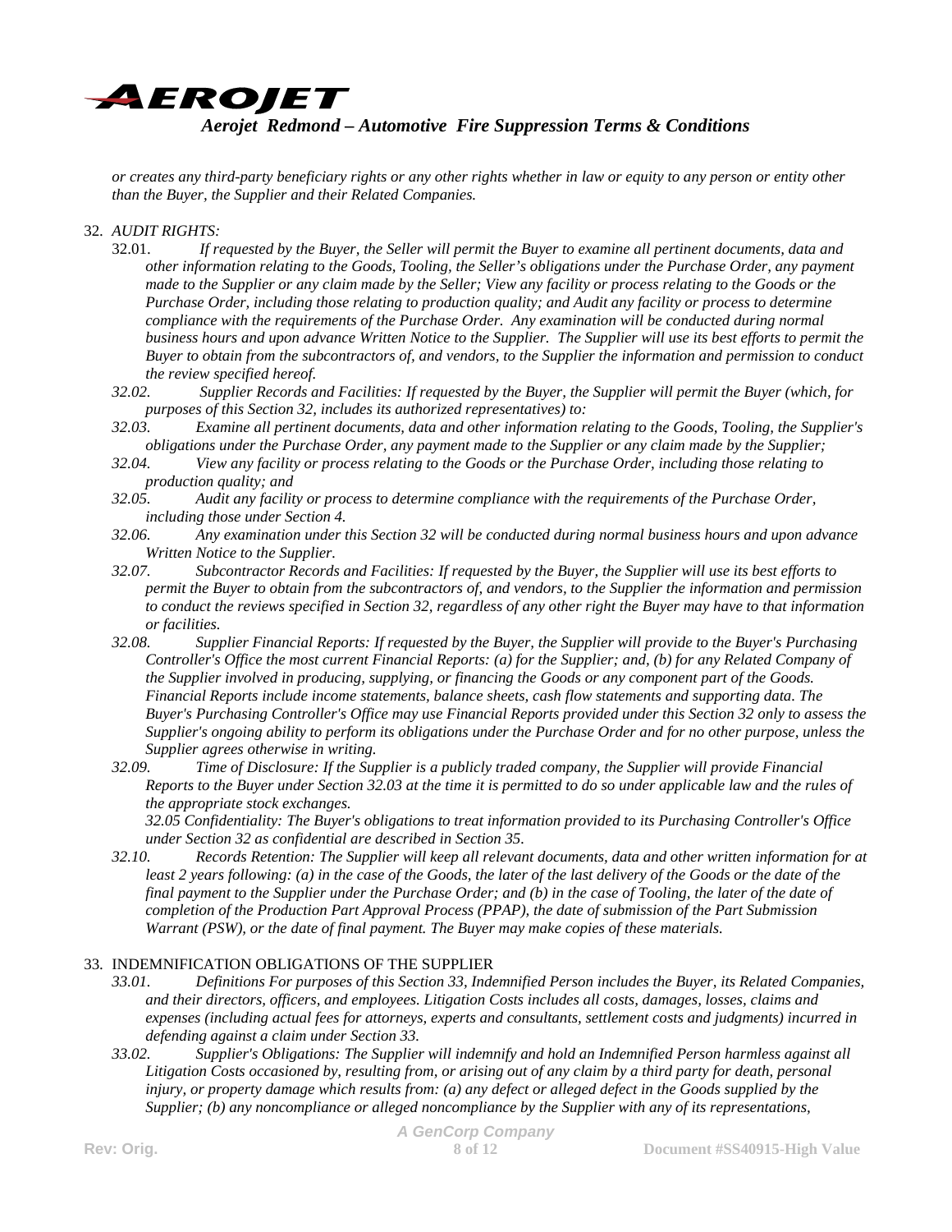*or creates any third-party beneficiary rights or any other rights whether in law or equity to any person or entity other than the Buyer, the Supplier and their Related Companies.*

32. *AUDIT RIGHTS:*
   - 32.01. *If requested by the Buyer, the Seller will permit the Buyer to examine all pertinent documents, data and other information relating to the Goods, Tooling, the Seller's obligations under the Purchase Order, any payment made to the Supplier or any claim made by the Seller; View any facility or process relating to the Goods or the Purchase Order, including those relating to production quality; and Audit any facility or process to determine compliance with the requirements of the Purchase Order. Any examination will be conducted during normal business hours and upon advance Written Notice to the Supplier. The Supplier will use its best efforts to permit the Buyer to obtain from the subcontractors of, and vendors, to the Supplier the information and permission to conduct the review specified hereof.*
   - *32.02. Supplier Records and Facilities: If requested by the Buyer, the Supplier will permit the Buyer (which, for purposes of this Section 32, includes its authorized representatives) to:*
   - *32.03. Examine all pertinent documents, data and other information relating to the Goods, Tooling, the Supplier's obligations under the Purchase Order, any payment made to the Supplier or any claim made by the Supplier;*
   - *32.04. View any facility or process relating to the Goods or the Purchase Order, including those relating to production quality; and*
   - *32.05. Audit any facility or process to determine compliance with the requirements of the Purchase Order, including those under Section 4.*
   - *32.06. Any examination under this Section 32 will be conducted during normal business hours and upon advance Written Notice to the Supplier.*
   - *32.07. Subcontractor Records and Facilities: If requested by the Buyer, the Supplier will use its best efforts to permit the Buyer to obtain from the subcontractors of, and vendors, to the Supplier the information and permission to conduct the reviews specified in Section 32, regardless of any other right the Buyer may have to that information or facilities.*
   - *32.08. Supplier Financial Reports: If requested by the Buyer, the Supplier will provide to the Buyer's Purchasing Controller's Office the most current Financial Reports: (a) for the Supplier; and, (b) for any Related Company of the Supplier involved in producing, supplying, or financing the Goods or any component part of the Goods. Financial Reports include income statements, balance sheets, cash flow statements and supporting data. The Buyer's Purchasing Controller's Office may use Financial Reports provided under this Section 32 only to assess the Supplier's ongoing ability to perform its obligations under the Purchase Order and for no other purpose, unless the Supplier agrees otherwise in writing.*
   - *32.09. Time of Disclosure: If the Supplier is a publicly traded company, the Supplier will provide Financial Reports to the Buyer under Section 32.03 at the time it is permitted to do so under applicable law and the rules of the appropriate stock exchanges.*
     *32.05 Confidentiality: The Buyer's obligations to treat information provided to its Purchasing Controller's Office under Section 32 as confidential are described in Section 35.*
   - *32.10. Records Retention: The Supplier will keep all relevant documents, data and other written information for at least 2 years following: (a) in the case of the Goods, the later of the last delivery of the Goods or the date of the final payment to the Supplier under the Purchase Order; and (b) in the case of Tooling, the later of the date of completion of the Production Part Approval Process (PPAP), the date of submission of the Part Submission Warrant (PSW), or the date of final payment. The Buyer may make copies of these materials.*

33. INDEMNIFICATION OBLIGATIONS OF THE SUPPLIER
   - *33.01. Definitions For purposes of this Section 33, Indemnified Person includes the Buyer, its Related Companies, and their directors, officers, and employees. Litigation Costs includes all costs, damages, losses, claims and expenses (including actual fees for attorneys, experts and consultants, settlement costs and judgments) incurred in defending against a claim under Section 33.*
   - *33.02. Supplier's Obligations: The Supplier will indemnify and hold an Indemnified Person harmless against all Litigation Costs occasioned by, resulting from, or arising out of any claim by a third party for death, personal injury, or property damage which results from: (a) any defect or alleged defect in the Goods supplied by the Supplier; (b) any noncompliance or alleged noncompliance by the Supplier with any of its representations,*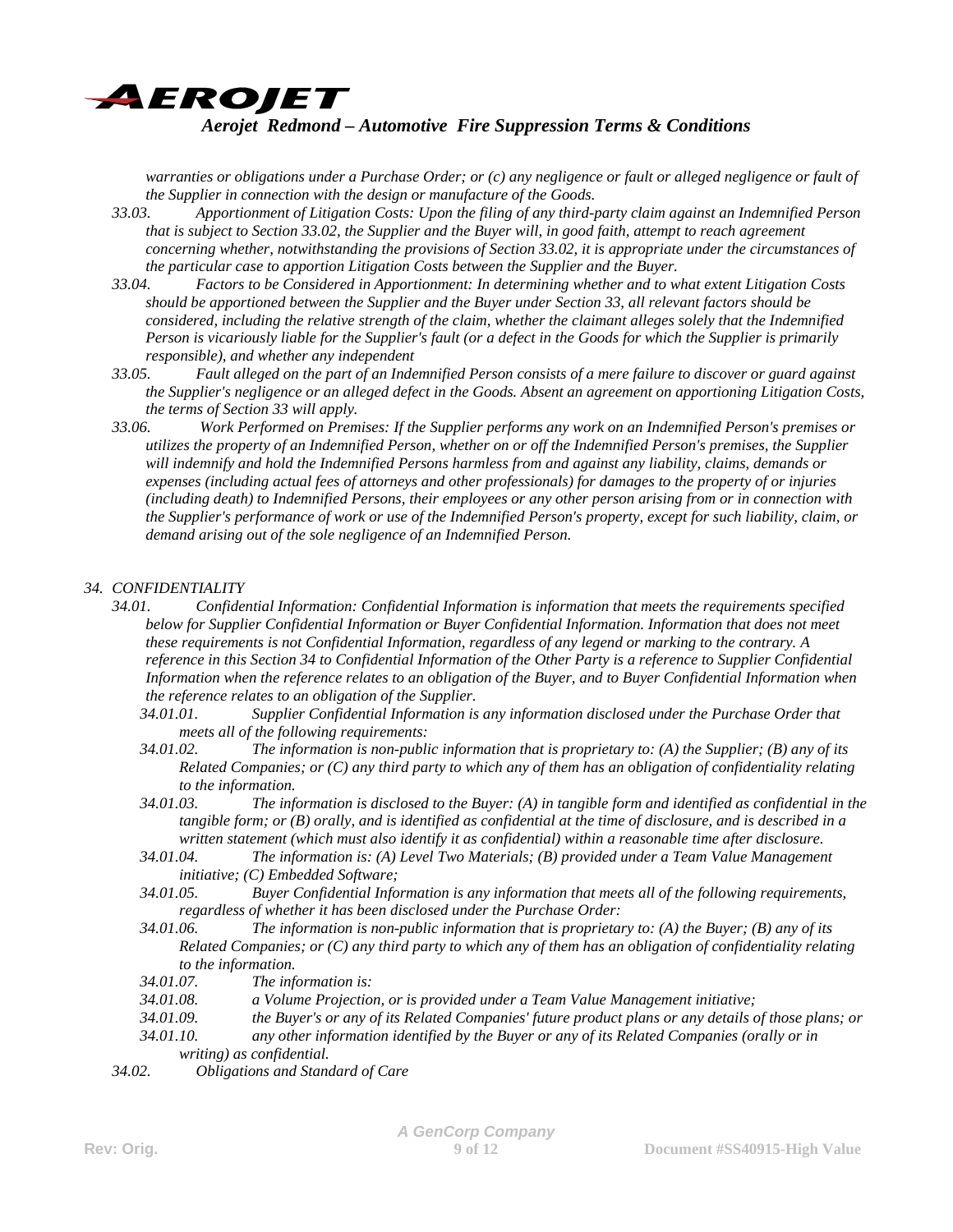*warranties or obligations under a Purchase Order; or (c) any negligence or fault or alleged negligence or fault of the Supplier in connection with the design or manufacture of the Goods.*

*33.03. Apportionment of Litigation Costs: Upon the filing of any third-party claim against an Indemnified Person that is subject to Section 33.02, the Supplier and the Buyer will, in good faith, attempt to reach agreement concerning whether, notwithstanding the provisions of Section 33.02, it is appropriate under the circumstances of the particular case to apportion Litigation Costs between the Supplier and the Buyer.*

*33.04. Factors to be Considered in Apportionment: In determining whether and to what extent Litigation Costs should be apportioned between the Supplier and the Buyer under Section 33, all relevant factors should be considered, including the relative strength of the claim, whether the claimant alleges solely that the Indemnified Person is vicariously liable for the Supplier's fault (or a defect in the Goods for which the Supplier is primarily responsible), and whether any independent*

*33.05. Fault alleged on the part of an Indemnified Person consists of a mere failure to discover or guard against the Supplier's negligence or an alleged defect in the Goods. Absent an agreement on apportioning Litigation Costs, the terms of Section 33 will apply.*

*33.06. Work Performed on Premises: If the Supplier performs any work on an Indemnified Person's premises or utilizes the property of an Indemnified Person, whether on or off the Indemnified Person's premises, the Supplier will indemnify and hold the Indemnified Persons harmless from and against any liability, claims, demands or expenses (including actual fees of attorneys and other professionals) for damages to the property of or injuries (including death) to Indemnified Persons, their employees or any other person arising from or in connection with the Supplier's performance of work or use of the Indemnified Person's property, except for such liability, claim, or demand arising out of the sole negligence of an Indemnified Person.*

## *34. CONFIDENTIALITY*

*34.01. Confidential Information: Confidential Information is information that meets the requirements specified below for Supplier Confidential Information or Buyer Confidential Information. Information that does not meet these requirements is not Confidential Information, regardless of any legend or marking to the contrary. A reference in this Section 34 to Confidential Information of the Other Party is a reference to Supplier Confidential Information when the reference relates to an obligation of the Buyer, and to Buyer Confidential Information when the reference relates to an obligation of the Supplier.*

*34.01.01. Supplier Confidential Information is any information disclosed under the Purchase Order that meets all of the following requirements:*

*34.01.02. The information is non-public information that is proprietary to: (A) the Supplier; (B) any of its Related Companies; or (C) any third party to which any of them has an obligation of confidentiality relating to the information.*

*34.01.03. The information is disclosed to the Buyer: (A) in tangible form and identified as confidential in the tangible form; or (B) orally, and is identified as confidential at the time of disclosure, and is described in a written statement (which must also identify it as confidential) within a reasonable time after disclosure.*

*34.01.04. The information is: (A) Level Two Materials; (B) provided under a Team Value Management initiative; (C) Embedded Software;*

*34.01.05. Buyer Confidential Information is any information that meets all of the following requirements, regardless of whether it has been disclosed under the Purchase Order:*

*34.01.06. The information is non-public information that is proprietary to: (A) the Buyer; (B) any of its Related Companies; or (C) any third party to which any of them has an obligation of confidentiality relating to the information.*

*34.01.07. The information is:*

*34.01.08. a Volume Projection, or is provided under a Team Value Management initiative;*

*34.01.09. the Buyer's or any of its Related Companies' future product plans or any details of those plans; or*

*34.01.10. any other information identified by the Buyer or any of its Related Companies (orally or in writing) as confidential.*

*34.02. Obligations and Standard of Care*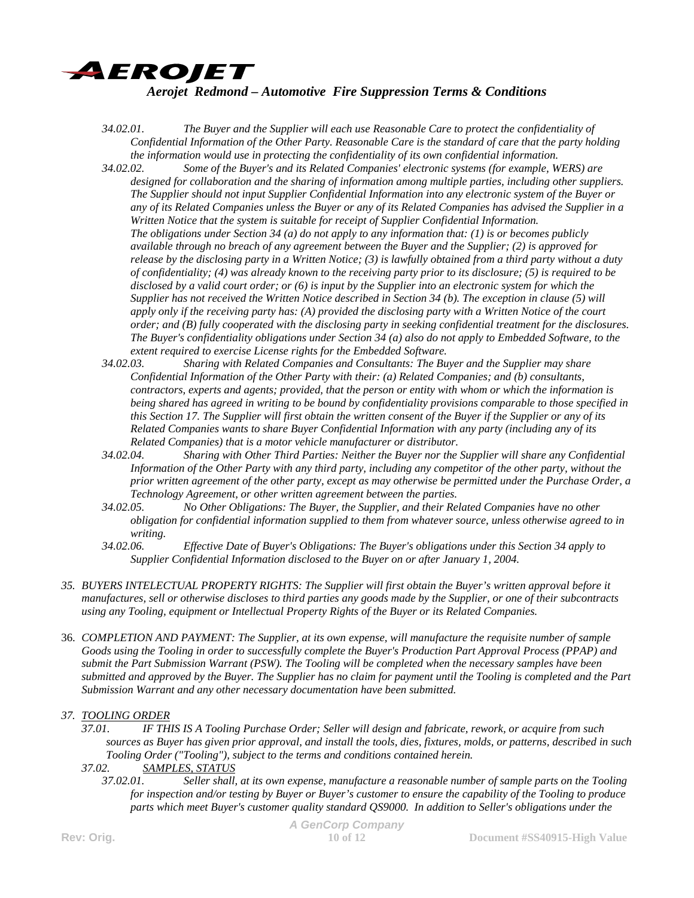*34.02.01. The Buyer and the Supplier will each use Reasonable Care to protect the confidentiality of Confidential Information of the Other Party. Reasonable Care is the standard of care that the party holding the information would use in protecting the confidentiality of its own confidential information.*

*34.02.02. Some of the Buyer's and its Related Companies' electronic systems (for example, WERS) are designed for collaboration and the sharing of information among multiple parties, including other suppliers. The Supplier should not input Supplier Confidential Information into any electronic system of the Buyer or any of its Related Companies unless the Buyer or any of its Related Companies has advised the Supplier in a Written Notice that the system is suitable for receipt of Supplier Confidential Information.*
*The obligations under Section 34 (a) do not apply to any information that: (1) is or becomes publicly available through no breach of any agreement between the Buyer and the Supplier; (2) is approved for release by the disclosing party in a Written Notice; (3) is lawfully obtained from a third party without a duty of confidentiality; (4) was already known to the receiving party prior to its disclosure; (5) is required to be disclosed by a valid court order; or (6) is input by the Supplier into an electronic system for which the Supplier has not received the Written Notice described in Section 34 (b). The exception in clause (5) will apply only if the receiving party has: (A) provided the disclosing party with a Written Notice of the court order; and (B) fully cooperated with the disclosing party in seeking confidential treatment for the disclosures. The Buyer's confidentiality obligations under Section 34 (a) also do not apply to Embedded Software, to the extent required to exercise License rights for the Embedded Software.*

*34.02.03. Sharing with Related Companies and Consultants: The Buyer and the Supplier may share Confidential Information of the Other Party with their: (a) Related Companies; and (b) consultants, contractors, experts and agents; provided, that the person or entity with whom or which the information is being shared has agreed in writing to be bound by confidentiality provisions comparable to those specified in this Section 17. The Supplier will first obtain the written consent of the Buyer if the Supplier or any of its Related Companies wants to share Buyer Confidential Information with any party (including any of its Related Companies) that is a motor vehicle manufacturer or distributor.*

*34.02.04. Sharing with Other Third Parties: Neither the Buyer nor the Supplier will share any Confidential Information of the Other Party with any third party, including any competitor of the other party, without the prior written agreement of the other party, except as may otherwise be permitted under the Purchase Order, a Technology Agreement, or other written agreement between the parties.*

*34.02.05. No Other Obligations: The Buyer, the Supplier, and their Related Companies have no other obligation for confidential information supplied to them from whatever source, unless otherwise agreed to in writing.*

*34.02.06. Effective Date of Buyer's Obligations: The Buyer's obligations under this Section 34 apply to Supplier Confidential Information disclosed to the Buyer on or after January 1, 2004.*

*35. BUYERS INTELECTUAL PROPERTY RIGHTS: The Supplier will first obtain the Buyer's written approval before it manufactures, sell or otherwise discloses to third parties any goods made by the Supplier, or one of their subcontracts using any Tooling, equipment or Intellectual Property Rights of the Buyer or its Related Companies.*

36. *COMPLETION AND PAYMENT: The Supplier, at its own expense, will manufacture the requisite number of sample Goods using the Tooling in order to successfully complete the Buyer's Production Part Approval Process (PPAP) and submit the Part Submission Warrant (PSW). The Tooling will be completed when the necessary samples have been submitted and approved by the Buyer. The Supplier has no claim for payment until the Tooling is completed and the Part Submission Warrant and any other necessary documentation have been submitted.*

*37. <u>TOOLING ORDER</u>*

*37.01. IF THIS IS A Tooling Purchase Order; Seller will design and fabricate, rework, or acquire from such sources as Buyer has given prior approval, and install the tools, dies, fixtures, molds, or patterns, described in such Tooling Order ("Tooling"), subject to the terms and conditions contained herein.*

*37.02. <u>SAMPLES, STATUS</u>*

*37.02.01. Seller shall, at its own expense, manufacture a reasonable number of sample parts on the Tooling for inspection and/or testing by Buyer or Buyer's customer to ensure the capability of the Tooling to produce parts which meet Buyer's customer quality standard QS9000. In addition to Seller's obligations under the*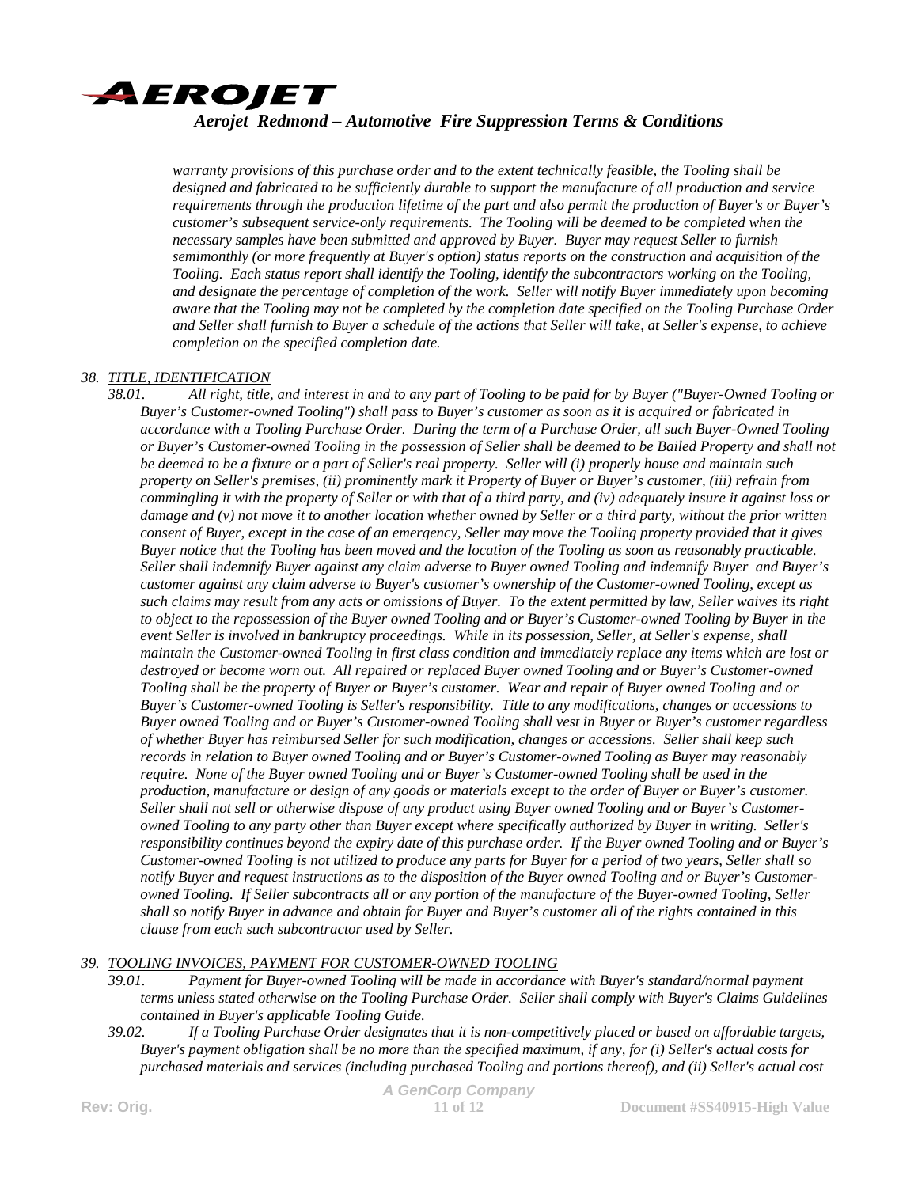*warranty provisions of this purchase order and to the extent technically feasible, the Tooling shall be designed and fabricated to be sufficiently durable to support the manufacture of all production and service requirements through the production lifetime of the part and also permit the production of Buyer's or Buyer's customer's subsequent service-only requirements. The Tooling will be deemed to be completed when the necessary samples have been submitted and approved by Buyer. Buyer may request Seller to furnish semimonthly (or more frequently at Buyer's option) status reports on the construction and acquisition of the Tooling. Each status report shall identify the Tooling, identify the subcontractors working on the Tooling, and designate the percentage of completion of the work. Seller will notify Buyer immediately upon becoming aware that the Tooling may not be completed by the completion date specified on the Tooling Purchase Order and Seller shall furnish to Buyer a schedule of the actions that Seller will take, at Seller's expense, to achieve completion on the specified completion date.*

*38. TITLE, IDENTIFICATION*

*38.01. All right, title, and interest in and to any part of Tooling to be paid for by Buyer ("Buyer-Owned Tooling or Buyer's Customer-owned Tooling") shall pass to Buyer's customer as soon as it is acquired or fabricated in accordance with a Tooling Purchase Order. During the term of a Purchase Order, all such Buyer-Owned Tooling or Buyer's Customer-owned Tooling in the possession of Seller shall be deemed to be Bailed Property and shall not be deemed to be a fixture or a part of Seller's real property. Seller will (i) properly house and maintain such property on Seller's premises, (ii) prominently mark it Property of Buyer or Buyer's customer, (iii) refrain from commingling it with the property of Seller or with that of a third party, and (iv) adequately insure it against loss or damage and (v) not move it to another location whether owned by Seller or a third party, without the prior written consent of Buyer, except in the case of an emergency, Seller may move the Tooling property provided that it gives Buyer notice that the Tooling has been moved and the location of the Tooling as soon as reasonably practicable. Seller shall indemnify Buyer against any claim adverse to Buyer owned Tooling and indemnify Buyer and Buyer's customer against any claim adverse to Buyer's customer's ownership of the Customer-owned Tooling, except as such claims may result from any acts or omissions of Buyer. To the extent permitted by law, Seller waives its right to object to the repossession of the Buyer owned Tooling and or Buyer's Customer-owned Tooling by Buyer in the event Seller is involved in bankruptcy proceedings. While in its possession, Seller, at Seller's expense, shall maintain the Customer-owned Tooling in first class condition and immediately replace any items which are lost or destroyed or become worn out. All repaired or replaced Buyer owned Tooling and or Buyer's Customer-owned Tooling shall be the property of Buyer or Buyer's customer. Wear and repair of Buyer owned Tooling and or Buyer's Customer-owned Tooling is Seller's responsibility. Title to any modifications, changes or accessions to Buyer owned Tooling and or Buyer's Customer-owned Tooling shall vest in Buyer or Buyer's customer regardless of whether Buyer has reimbursed Seller for such modification, changes or accessions. Seller shall keep such records in relation to Buyer owned Tooling and or Buyer's Customer-owned Tooling as Buyer may reasonably require. None of the Buyer owned Tooling and or Buyer's Customer-owned Tooling shall be used in the production, manufacture or design of any goods or materials except to the order of Buyer or Buyer's customer. Seller shall not sell or otherwise dispose of any product using Buyer owned Tooling and or Buyer's Customer-owned Tooling to any party other than Buyer except where specifically authorized by Buyer in writing. Seller's responsibility continues beyond the expiry date of this purchase order. If the Buyer owned Tooling and or Buyer's Customer-owned Tooling is not utilized to produce any parts for Buyer for a period of two years, Seller shall so notify Buyer and request instructions as to the disposition of the Buyer owned Tooling and or Buyer's Customer-owned Tooling. If Seller subcontracts all or any portion of the manufacture of the Buyer-owned Tooling, Seller shall so notify Buyer in advance and obtain for Buyer and Buyer's customer all of the rights contained in this clause from each such subcontractor used by Seller.*

*39. TOOLING INVOICES, PAYMENT FOR CUSTOMER-OWNED TOOLING*

*39.01. Payment for Buyer-owned Tooling will be made in accordance with Buyer's standard/normal payment terms unless stated otherwise on the Tooling Purchase Order. Seller shall comply with Buyer's Claims Guidelines contained in Buyer's applicable Tooling Guide.*

*39.02. If a Tooling Purchase Order designates that it is non-competitively placed or based on affordable targets, Buyer's payment obligation shall be no more than the specified maximum, if any, for (i) Seller's actual costs for purchased materials and services (including purchased Tooling and portions thereof), and (ii) Seller's actual cost*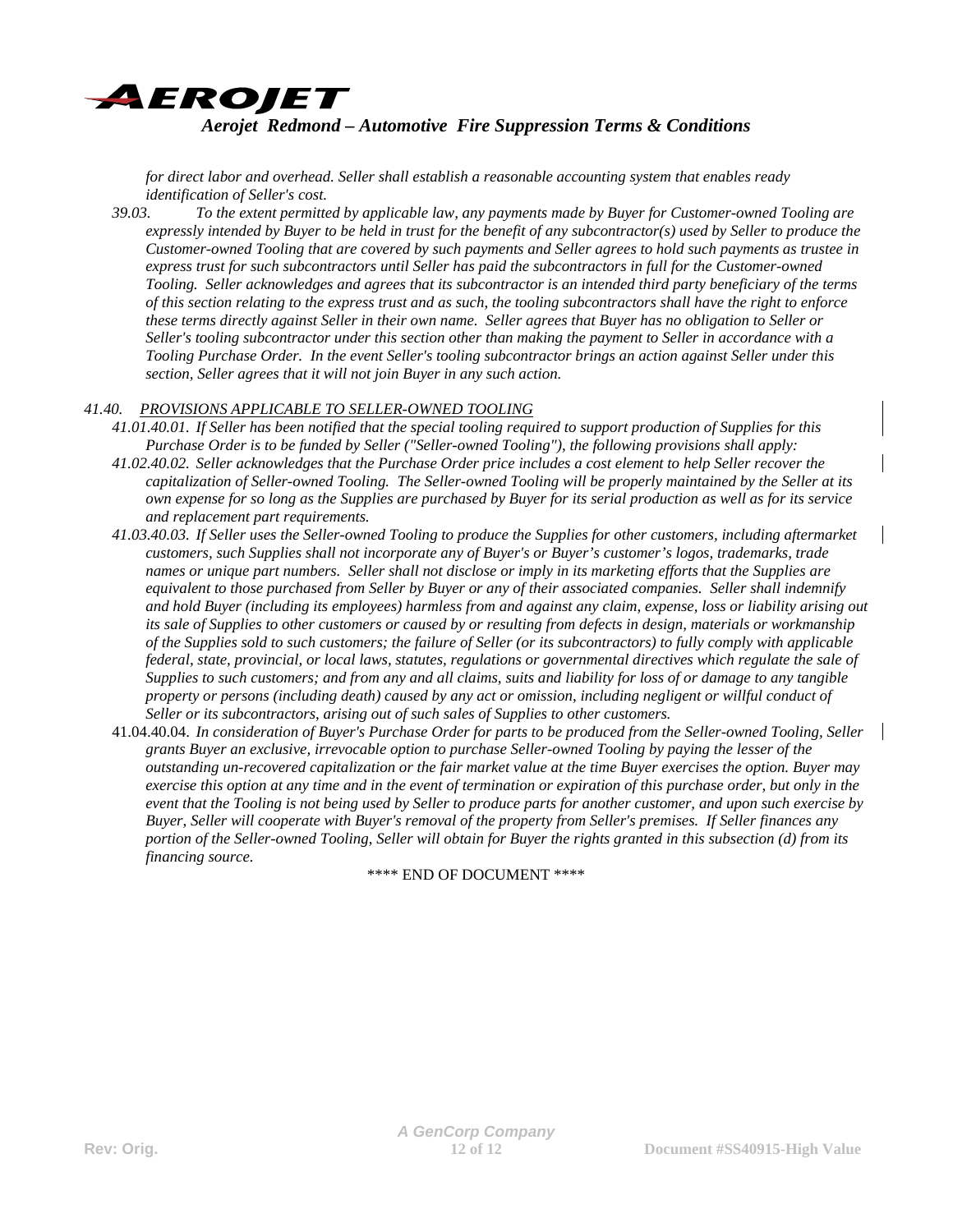*for direct labor and overhead. Seller shall establish a reasonable accounting system that enables ready identification of Seller's cost.*

*39.03. To the extent permitted by applicable law, any payments made by Buyer for Customer-owned Tooling are expressly intended by Buyer to be held in trust for the benefit of any subcontractor(s) used by Seller to produce the Customer-owned Tooling that are covered by such payments and Seller agrees to hold such payments as trustee in express trust for such subcontractors until Seller has paid the subcontractors in full for the Customer-owned Tooling. Seller acknowledges and agrees that its subcontractor is an intended third party beneficiary of the terms of this section relating to the express trust and as such, the tooling subcontractors shall have the right to enforce these terms directly against Seller in their own name. Seller agrees that Buyer has no obligation to Seller or Seller's tooling subcontractor under this section other than making the payment to Seller in accordance with a Tooling Purchase Order. In the event Seller's tooling subcontractor brings an action against Seller under this section, Seller agrees that it will not join Buyer in any such action.*

*41.40. PROVISIONS APPLICABLE TO SELLER-OWNED TOOLING*

*41.01.40.01. If Seller has been notified that the special tooling required to support production of Supplies for this Purchase Order is to be funded by Seller ("Seller-owned Tooling"), the following provisions shall apply:*

*41.02.40.02. Seller acknowledges that the Purchase Order price includes a cost element to help Seller recover the capitalization of Seller-owned Tooling. The Seller-owned Tooling will be properly maintained by the Seller at its own expense for so long as the Supplies are purchased by Buyer for its serial production as well as for its service and replacement part requirements.*

*41.03.40.03. If Seller uses the Seller-owned Tooling to produce the Supplies for other customers, including aftermarket customers, such Supplies shall not incorporate any of Buyer's or Buyer's customer's logos, trademarks, trade names or unique part numbers. Seller shall not disclose or imply in its marketing efforts that the Supplies are equivalent to those purchased from Seller by Buyer or any of their associated companies. Seller shall indemnify and hold Buyer (including its employees) harmless from and against any claim, expense, loss or liability arising out its sale of Supplies to other customers or caused by or resulting from defects in design, materials or workmanship of the Supplies sold to such customers; the failure of Seller (or its subcontractors) to fully comply with applicable federal, state, provincial, or local laws, statutes, regulations or governmental directives which regulate the sale of Supplies to such customers; and from any and all claims, suits and liability for loss of or damage to any tangible property or persons (including death) caused by any act or omission, including negligent or willful conduct of Seller or its subcontractors, arising out of such sales of Supplies to other customers.*

41.04.40.04. *In consideration of Buyer's Purchase Order for parts to be produced from the Seller-owned Tooling, Seller grants Buyer an exclusive, irrevocable option to purchase Seller-owned Tooling by paying the lesser of the outstanding un-recovered capitalization or the fair market value at the time Buyer exercises the option. Buyer may exercise this option at any time and in the event of termination or expiration of this purchase order, but only in the event that the Tooling is not being used by Seller to produce parts for another customer, and upon such exercise by Buyer, Seller will cooperate with Buyer's removal of the property from Seller's premises. If Seller finances any portion of the Seller-owned Tooling, Seller will obtain for Buyer the rights granted in this subsection (d) from its financing source.*

**** END OF DOCUMENT ****